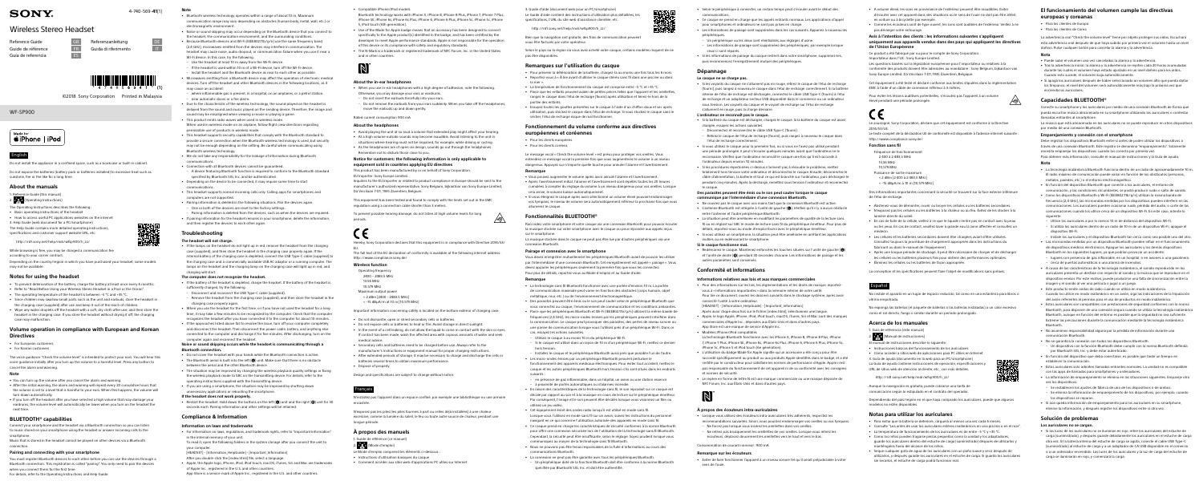SONY

# Wireless Stereo Headset

| | |
|---|---|
| Reference Guide | GB |
| Guide de référence | FR |
| Guía de referencia | ES |
| Referenzanleitung | DE |
| Guida di riferimento | IT |

4-740-569-41(1)

©2018 Sony Corporation Printed in Malaysia

WF-SP900

Made for iPhone | iPod

## English

Do not install the appliance in a confined space, such as a bookcase or built-in cabinet.

Do not expose the batteries (battery pack or batteries installed) to excessive heat such as sunshine, fire or the like for a long time.

### About the manuals

1. Reference Guide (this manual)
2. (Operating Instructions)

The Operating Instructions describes the following:
- Basic operating instructions of the headset
- How to access useful PC applications websites on the Internet

3. Help Guide (web document for a PC/smartphone)

The Help Guide contains more detailed operating instructions, specifications and customer support website URL, etc.

http://rd1.sony.net/help/mdr/wfsp900/h_zz/

While browsing is free, you may be charged a communication fee according to your carrier contract.

Depending on the country/region in which you have purchased your headset, some models may not be available.

### Notes for using the headset

- To prevent deterioration of the battery, charge the battery at least once every 6 months.
- Refer to "Read before Using your Wireless Stereo Headset in a Pool or the Ocean".
- The operating temperature of the headset is between –5 °C and +45 °C.
- Since children may swallow small parts such as the unit and earbuds, close the headset in the charging case (supplied) after use and keep it out of the reach of children.
- Wipe any water droplets off the headset with a soft, dry cloth after use, and then store the headset in the charging case. If you store the headset without drying it off, the charging case may malfunction.

### Volume operation in compliance with European and Korean Directives

- For European customers
- For Korean customers

The voice guidance "Check the volume level" is intended to protect your ears. You will hear this voice guidance initially after you turn up the volume to a harmful level. Press any button to cancel the alarm operation.

**Note**
- You can turn up the volume after you cancel the alarm and warning.
- After the initial warning, the alarm and warning will repeat every 20 cumulative hours that the volume is set to a level that is harmful to your ears. When this happens, the volume will turn down automatically.
- If you turn off the headset after you have selected a high volume that may damage your eardrums, the volume level will automatically be lower when you turn on the headset the next time.

### BLUETOOTH® capabilities

Connect your smartphone and the headset via a Bluetooth connection so you can listen to music stored on your smartphone using the headset or answer incoming calls to the smartphone.

Music that is stored in the headset cannot be played on other devices via a Bluetooth connection.

**Pairing and connecting with your smartphone**

You must register Bluetooth devices to each other before you can use the devices through a Bluetooth connection. This registration is called "pairing". You only need to pair the devices when you connect them for the first time.

For details, refer to the Operating Instructions and Help Guide.

**Note**
- Bluetooth wireless technology operates within a range of about 10 m. Maximum communication range may vary depending on obstacles (human body, metal, wall, etc.) or electromagnetic environment.
- Noise or sound skipping may occur depending on the Bluetooth device that you connect to the headset, the communication environment, and the surrounding conditions.
- Because Bluetooth devices and Wi-Fi (IEEE802.11b/g/n) use the same frequency band (2.4 GHz), microwave emitted from the devices may interfere in communication. The headset may cause noise, audio dropout, or communication failure when you use it near a Wi-Fi device. In this case, try the following.
  - Use the headset at least 10 m away from the Wi-Fi device.
  - If the headset is used within 10 m of a Wi-Fi device, turn off the Wi-Fi device.
  - Install the headset and the Bluetooth device as close to each other as possible.
- Microwaves emitting from a Bluetooth device may affect the operation of electronic medical devices. Turn off the headset and other Bluetooth devices in the following locations, as it may cause an accident:
  - where inflammable gas is present, in a hospital, or in a gas station
  - near automatic doors or a fire alarm
- Due to the characteristics of the wireless technology, the sound played on the headset is delayed from the sound and music played on the sending device. Therefore, the image and sound may be misaligned when viewing a movie or playing a game.
- This product emits radio waves when used in wireless mode.
  When used in wireless mode on an airplane, follow flight crew directions regarding permissible use of products in wireless mode.
- This headset supports security capabilities that comply with the Bluetooth standard to provide a secure connection when the Bluetooth wireless technology is used, but security may not be enough depending on the setting. Be careful when communicating using Bluetooth wireless technology.
- We do not take any responsibility for the leakage of information during Bluetooth communications.
- Connection with all Bluetooth devices cannot be guaranteed.
  - A device featuring Bluetooth function is required to conform to the Bluetooth standard specified by Bluetooth SIG, Inc. and be authenticated.
  - Depending on the device to be connected, it may require some time to start communications.
- This headset supports normal incoming calls only. Calling apps for smartphones and computers are not supported.
- Pairing information is deleted in the following situations. Pair the devices again.
  - The settings of the devices are reset to the factory settings.
  - Pairing information is deleted from the devices, such as when the devices are repaired.
- If pairing information for the headset remains in your smartphone, delete the information, and then register the devices to each other again.

### Troubleshooting

**The headset will not charge.**
- If the lamps on the headset do not light up in red, remove the headset from the charging case (supplied), and then store the headset in the charging case properly. If the remaining battery of the charging case is depleted, connect the USB Type-C cable (supplied) to the charging case and a commercially available USB AC adaptor or a running computer. The lamps on the headset and the charging lamp on the charging case will light up in red, and charging will start.

**The computer does not recognize the headset.**
- If the battery of the headset is depleted, charge the headset. If the battery of the headset is sufficiently charged, try the following.
  - Disconnect and reconnect the USB Type-C cable (supplied).
  - Remove the headset from the charging case (supplied), and then store the headset in the charging case properly again.
- When you use the headset for the first time, or if you have not used the headset for a long time, it may take several minutes to be recognized by the computer. Check that the computer recognizes the headset after you have connected it to the computer for about 10 minutes.
- If the approaches above fail to resolve the issue, turn off your computer completely and disconnect the headset. Then disconnect the power cable, battery, and any other cables, and wait for about 10 minutes. Reconnect all the cables and batteries, restart the computer and reconnect the headset.

**Noise or sound skipping occurs while the headset is communicating through a Bluetooth connection.**
- Do not cover the headset with your hands while the Bluetooth connection is active.
- The Bluetooth aerial is built into the left (L) unit. Make sure that there is no obstacle between the aerial and the other Bluetooth device.
- The situation may be improved by changing the wireless playback quality settings or fixing the wireless playback mode to SBC on the transmitting device. For details, refer to the operating instructions supplied with the transmitting device.
- If you are using a smartphone, the situation may be improved by shutting down unnecessary applications or rebooting the smartphone.

**If the headset does not work properly.**
- Reset the headset: Hold down the buttons on the left (L) and right (R) unit for 10 seconds each. Pairing information and other settings will be retained.

### Compliance & Information

**Information on laws and trademarks**
- For information on laws, regulations, and trademark rights, refer to "Important information" in the internal memory of your unit.
  To read it, open the following folders in the system storage after you connect the unit to your computer.
  [HEADSET] – [Information_Help guide] – [Important_Information]
  After you double-click the [index.htm] file, select a language.
- Apple, the Apple logo, iPhone, iPod, iPod touch, macOS, iTunes, Siri and Mac are trademarks of Apple Inc., registered in the U.S. and other countries.
  App Store is a service mark of Apple Inc., registered in the U.S. and other countries.
- Compatible iPhone/iPod models
  Bluetooth technology works with iPhone X, iPhone 8, iPhone 8 Plus, iPhone 7, iPhone 7 Plus, iPhone SE, iPhone 6s, iPhone 6s Plus, iPhone 6, iPhone 6 Plus, iPhone 5s, iPhone 5c, iPhone 5, iPod touch (6th generation).
- Use of the Made for Apple badge means that an accessory has been designed to connect specifically to the Apple product(s) identified in the badge, and has been certified by the developer to meet Apple performance standards. Apple is not responsible for the operation of this device or its compliance with safety and regulatory standards.
- The N-Mark is a trademark or registered trademark of NFC Forum, Inc. in the United States and in other countries.

### About the in-ear headphones

- When you use in-ear headphones with a high degree of adhesion, note the following. Otherwise, you may damage your ears or eardrums.
  - Do not insert the earbuds forcefully into your ears.
  - Do not remove the earbuds from your ears suddenly. When you take off the headphones, move the earbuds up and down gently.

Rated current consumption: 900 mA

### About the headphones

- Avoid playing the unit at so loud a volume that extended play might affect your hearing.
- At a high volume outside sounds may become inaudible. Avoid listening to the unit in situations where hearing must not be impaired, for example, while driving or cycling.
- As the headphones are of open-air design, sounds go out through the headphones. Remember not to disturb those close to you.

### Notice for customers: the following information is only applicable to equipment sold in countries applying EU Directives

This product has been manufactured by or on behalf of Sony Corporation.

EU Importer: Sony Europe Limited.

Inquiries to the EU Importer or related to product compliance in Europe should be sent to the manufacturer's authorized representative, Sony Belgium, bijkantoor van Sony Europe Limited, Da Vincilaan 7-D1, 1935 Zaventem, Belgium.

This equipment has been tested and found to comply with the limits set out in the EMC regulation using a connection cable shorter than 3 meters.

To prevent possible hearing damage, do not listen at high volume levels for long periods.

CE

Hereby, Sony Corporation declares that this equipment is in compliance with Directive 2014/53/EU.

The full text of the EU declaration of conformity is available at the following internet address:
http://www.compliance.sony.de/

**Wireless function**

Operating frequency
2400 – 2483.5 MHz
13.56 MHz
10.79 MHz

Maximum output power
< 2 dBm / 2400 – 2483.5 MHz
< -16 dBµA/m at 10 m (13.56 MHz)

Important information concerning safety is located on the bottom exterior of charging case.
- Do not dismantle, open or shred secondary cells or batteries.
- Do not expose cells or batteries to heat or fire. Avoid storage in direct sunlight.
- In the event of a cell leaking, do not allow the liquid to come in contact with the skin or eyes. If contact has been made, wash the affected area with copious amounts of water and seek medical advice.
- Secondary cells and batteries need to be charged before use. Always refer to the manufacturer's instructions or equipment manual for proper charging instructions.
- After extended periods of storage, it may be necessary to charge and discharge the cells or batteries several times to obtain maximum performance.
- Dispose of properly.

Design and specifications are subject to change without notice.

## Français

N'installez pas l'appareil dans un espace confiné, par exemple une bibliothèque ou une armoire encastrée.

N'exposez pas les piles (les piles fournies ou les piles installées) à une chaleur excessive, comme la lumière du soleil, le feu ou toute autre source de chaleur, pendant une longue période.

### À propos des manuels

1. Guide de référence (ce manuel)
2. (Mode d'emploi)

Le Mode d'emploi comprend les éléments ci-dessous :
- Instructions d'utilisation basiques du casque
- Comment accéder aux sites web d'applications PC utiles sur Internet

3. Guide d'aide (document web pour un PC/smartphone)

Le Guide d'aide contient des instructions d'utilisation plus détaillées, les spécifications, l'URL du site web d'assistance clientèle, etc.

http://rd1.sony.net/help/mdr/wfsp900/h_zz/

Bien que la navigation soit gratuite, des frais de communication peuvent vous être facturés selon votre opérateur.

Selon le pays ou la région où vous avez acheté votre casque, certains modèles risquent de ne pas être disponibles.

### Remarques sur l'utilisation du casque

- Pour prévenir la détérioration de la batterie, chargez-la au moins une fois tous les 6 mois.
- Reportez-vous à « À lire avant d'utiliser le casque stéréo sans fil dans une piscine ou dans la mer ».
- La température de fonctionnement du casque est comprise entre –5 °C et +45 °C.
- Placez après utilisation le casque dans l'étui de charge (fourni) et conservez-le hors de portée des enfants, car ils pourraient avaler de petites pièces telles que l'appareil et les oreillettes.
- Essuyez toutes les gouttes présentes sur le casque à l'aide d'un chiffon doux et sec après utilisation, puis rangez le casque dans l'étui de recharge. Si vous rangez le casque sans le sécher, l'étui de recharge risque de mal fonctionner.

### Fonctionnement du volume conforme aux directives européennes et coréennes

- Pour les clients européens
- Pour les clients coréens

Le message vocal « Check the volume level » est prévu pour protéger vos oreilles. Vous entendrez ce message vocal la première fois que vous augmenterez le volume à un niveau dangereux. Appuyez sur n'importe quelle touche pour annuler l'alarme et l'avertissement.

**Remarque**
- Vous pouvez augmenter le volume après avoir annulé l'alarme et l'avertissement.
- Après l'avertissement initial, l'alarme et l'avertissement sont répétés toutes les 20 heures cumulées où le volume est réglé sur un niveau dangereux pour vos oreilles. Dans ce cas, le volume baisse automatiquement.
- Si vous éteignez le casque après avoir sélectionné un volume élevé pouvant endommager vos tympans, le niveau de volume sera automatiquement réduit lors de la prochaine mise sous tension du casque.

### Fonctionnalités BLUETOOTH®

Raccordez votre smartphone et votre casque via une connexion Bluetooth pour pouvoir écouter la musique stockée sur votre smartphone avec le casque ou pouvoir répondre aux appels reçus sur le smartphone.

La musique stockée dans le casque ne peut pas être lue par d'autres périphériques via une connexion Bluetooth.

**Pairage et connexion avec le smartphone**

Vous devez enregistrer mutuellement les périphériques Bluetooth avant de pouvoir les utiliser par l'intermédiaire d'une connexion Bluetooth. Cet enregistrement est appelé « pairage ». Vous devez appairer les périphériques uniquement lorsque vous les connectez pour la première fois.

Pour plus de détails, reportez-vous au Mode d'emploi et au Guide d'aide.

**Remarque**
- La technologie sans fil Bluetooth fonctionne avec une portée d'environ 10 m. La portée de communication maximale peut varier en fonction des obstacles (corps humain, objet métallique, mur, etc.) ou de l'environnement électromagnétique.
- Des parasites peuvent être émis ou le son peut sauter selon le périphérique Bluetooth que vous connectez au casque, l'environnement de communication et les conditions ambiantes.
- Étant donné que les périphériques Bluetooth et Wi-Fi (IEEE802.11b/g/n) utilisent la même bande de fréquences (2,4 GHz), les micro-ondes émises par les périphériques peuvent interférer dans la communication. Le casque peut provoquer des parasites, des pertes de niveau sonore ou une panne de communication lorsque vous l'utilisez près d'un périphérique Wi-Fi. Dans ce cas, essayez les solutions suivantes.
  - Utilisez le casque à au moins 10 m du périphérique Wi-Fi.
  - Si le casque est utilisé dans un rayon de 10 m d'un périphérique Wi-Fi, mettez ce dernier hors tension.
  - Installez le casque et le périphérique Bluetooth aussi près que possible l'un de l'autre.
- Les micro-ondes émises par un périphérique Bluetooth peuvent perturber le fonctionnement des appareils médicaux électroniques. Pour éviter tout accident, mettez le casque et les autres périphériques Bluetooth hors tension dans les emplacements suivants :
  - en présence de gaz inflammable, dans un hôpital, ou dans une station essence
  - à proximité de portes automatiques ou d'alarmes incendie
- En raison des caractéristiques de la technologie sans fil, le son reproduit sur ce casque est décalé par rapport au son et à la musique en cours de lecture sur le périphérique émetteur. Par conséquent, l'image et le son peuvent être décalés lorsque vous visionnez un film ou utilisez un jeu vidéo.
- Cet équipement émet des ondes radio lorsqu'il est utilisé en mode sans fil.
  Lorsqu'il est utilisé en mode sans fil à bord d'un avion, suivez les instructions du personnel navigant sur les conditions d'utilisation des produits en mode sans fil.
- Ce casque prend en charge des fonctions de sécurité conformes à la norme Bluetooth pour offrir une connexion sécurisée lors de l'utilisation de la technologie sans fil Bluetooth. Cependant, la sécurité peut être insuffisante, selon le réglage. Soyez prudent lorsque vous communiquez au moyen de la technologie sans fil Bluetooth.
- Nous ne pouvons pas être tenus responsables de la fuite d'informations au cours des communications Bluetooth.
- La connexion ne peut pas être garantie avec tous les périphériques Bluetooth.
  - Un périphérique doté de la fonction Bluetooth doit être conforme à la norme Bluetooth spécifiée par Bluetooth SIG, Inc. et doit être authentifié.
  - Selon le périphérique à connecter, un certain temps peut s'écouler avant le début des communications.
- Ce casque ne prend en charge que les appels entrants normaux. Les applications d'appel pour smartphones et ordinateurs ne sont pas prises en charge.
- Les informations de pairage sont supprimées dans les cas suivants. Appairez à nouveau les périphériques.
  - Les périphériques ont été réinitialisés aux réglages d'usine.
  - Les informations de pairage sont supprimées des périphériques, par exemple lorsque ceux-ci sont réparés.
- Si les informations de pairage du casque restent dans votre smartphone, supprimez-les, puis recommencez l'enregistrement mutuel des périphériques.

### Dépannage

**Le casque ne se charge pas.**
- Si les voyants du casque ne s'allument pas en rouge, retirez le casque de l'étui de recharge (fourni), puis rangez-le à nouveau correctement dans l'étui de recharge. Si la batterie interne de l'étui de recharge est épuisée, raccordez le câble USB Type-C (fourni) à l'étui de recharge et un adaptateur secteur USB disponible dans le commerce ou à un ordinateur sous tension. Les voyants du casque et le voyant de recharge de l'étui de recharge s'allument en rouge, puis la charge démarre.

**L'ordinateur ne reconnaît pas le casque.**
- Si la batterie du casque est déchargée, chargez le casque. Si la batterie du casque est assez chargée, essayez les actions suivantes.
  - Déconnectez et reconnectez le câble USB Type-C (fourni).
  - Retirez le casque de l'étui de recharge (fourni), puis rangez à nouveau le casque dans l'étui de recharge correctement.
- Si vous utilisez le casque pour la première fois, ou si vous ne l'avez pas utilisé pendant une période prolongée, il peut s'écouler quelques minutes avant que l'ordinateur ne le reconnaisse. Vérifiez que l'ordinateur reconnaît le casque une fois qu'il est raccordé à l'ordinateur depuis environ 10 minutes.
- Si les procédures répertoriées ci-dessus n'aident pas à résoudre le problème, mettez totalement hors tension votre ordinateur et déconnectez le casque. Ensuite, déconnectez le câble d'alimentation, la batterie et tout ce qui est branché sur l'ordinateur, puis attendez pendant environ 10 minutes. Rebranchez, remettez sous tension l'ordinateur et reconnectez le casque.

**Des parasites peuvent être émis ou le son peut sauter lorsque le casque communique par l'intermédiaire d'une connexion Bluetooth.**
- Ne couvrez pas le casque avec vos mains tant que la connexion Bluetooth est active.
- L'antenne Bluetooth est intégrée à l'unité de gauche (L). Vérifiez qu'il n'y a aucun obstacle entre l'antenne et l'autre périphérique Bluetooth.
- La situation peut être améliorée en modifiant les paramètres de qualité de la lecture sans fil ou en réglant le mode de lecture sans fil sur SBC sur le périphérique émetteur. Pour plus de détails, reportez-vous au mode d'emploi fourni avec le périphérique émetteur.
- Si vous utilisez un smartphone, la situation peut être améliorée en arrêtant les applications inutiles ou en redémarrant le smartphone.

**Si le casque fonctionne mal.**
- Réinitialisez le casque : Maintenez enfoncées les touches situées sur l'unité de gauche (L) et l'unité de droite (R) pendant 10 secondes chacune. Les informations de pairage et les autres paramètres sont conservés.

### Conformité et informations

**Informations relatives aux lois et aux marques commerciales**
- Pour des informations sur les lois, les réglementations et les droits de marques, reportez-vous à « Informations importantes » dans la mémoire interne de votre appareil.
  Pour les lire, ouvrez les dossiers suivants dans la mémoire de stockage système, après avoir connecté l'unité à votre ordinateur.
  [HEADSET] – [Information_Help guide] – [Important_Information]
  Après avoir cliqué deux fois sur le fichier [index.htm], sélectionnez une langue.
- Apple, le logo Apple, iPhone, iPod, iPod touch, macOS, iTunes, Siri et Mac sont des marques commerciales d'Apple Inc., déposées aux États-Unis et dans d'autres pays.
  App Store est une marque de service d'Apple Inc.
- Modèles iPhone/iPod compatibles
  La technologie Bluetooth fonctionne avec les iPhone X, iPhone 8, iPhone 8 Plus, iPhone 7, iPhone 7 Plus, iPhone SE, iPhone 6s, iPhone 6s Plus, iPhone 6, iPhone 6 Plus, iPhone 5s, iPhone 5c, iPhone 5, iPod touch (6e génération).
- L'utilisation du badge Made for Apple signifie qu'un accessoire a été conçu pour se connecter spécifiquement au produit ou aux produits Apple identifiés dans le badge, et a été certifié par le développeur pour satisfaire les normes de performance d'Apple. Apple n'est pas responsable du fonctionnement de cet appareil ni de sa conformité aux normes de sécurité et réglementaires.
- La marque N-Mark est une marque commerciale ou une marque déposée de NFC Forum, Inc. aux États-Unis et dans d'autres pays.

### À propos des écouteurs intra-auriculaires

- Lorsque vous utilisez des écouteurs intra-auriculaires très adhérents, respectez les recommandations suivantes. Sinon, vous pourriez endommager vos oreilles ou vos tympans.
  - Ne forcez pas pour insérer les écouteurs dans vos oreilles.
  - Ne retirez pas brusquement les oreillettes de vos oreilles. Lorsque vous retirez les écouteurs, déplacez doucement les oreillettes vers le haut et vers le bas.

Consommation de courant nominal : 900 mA

### Remarque sur les écouteurs

- Évitez de faire fonctionner l'appareil à un niveau sonore trop élevé pendant une période prolongée.
- À volume élevé, les sons en provenance de l'extérieur peuvent être inaudibles. Évitez d'écouter avec l'appareil dans des situations où le sens de l'ouïe ne doit pas être altéré, en voiture ou à bicyclette par exemple.
- Comme les écouteurs sont de type ouvert, les sons sont audibles de l'extérieur. Veillez à ne pas déranger vos proches.

### Avis à l'intention des clients : les informations suivantes s'appliquent uniquement aux appareils vendus dans des pays qui appliquent les directives de l'Union Européenne

Ce produit a été fabriqué par ou pour le compte de Sony Corporation.

Importateur dans l'UE : Sony Europe Limited.

Les questions basées sur la législation européenne pour l'importateur ou relatives à la conformité des produits doivent être adressées au mandataire : Sony Belgium, bijkantoor van Sony Europe Limited, Da Vincilaan 7-D1, 1935 Zaventem, Belgique.

Cet appareil a été testé et jugé conforme aux limites stipulées dans la réglementation EMC à l'aide d'un câble de connexion inférieur à 3 mètres.

Pour éviter tous dommages auditifs potentiels, n'écoutez pas à un niveau de volume élevé pendant des périodes prolongées.

CE

Par la présente Sony Corporation déclare que cet équipement est conforme à la Directive 2014/53/UE.

Le texte complet de la déclaration UE de conformité est disponible à l'adresse internet suivante :
http://www.compliance.sony.de/

**Fonction sans fil**

Fréquence de fonctionnement
2 400 – 2 483,5 MHz
13,56 MHz
10,79 MHz

Puissance de sortie maximum
< 2 dBm / 2 400 – 2 483,5 MHz
< -16 dBµA/m à 10 m (13,56 MHz)

Des informations importantes concernant la sécurité se trouvent sur la face externe inférieure de l'étui de recharge.
- Abstenez-vous de démonter, ouvrir ou broyer les cellules ou les batteries secondaires.
- N'exposez pas les cellules ou les batteries à la chaleur ou au feu. Évitez de les ranger à la lumière directe du soleil.
- En cas de fuite de la cellule, veillez à ce que le liquide n'entre pas en contact avec la peau ou les yeux. En cas de contact, rincez la zone touchée avec de l'eau en abondance et consultez un médecin.
- Les cellules et les batteries secondaires doivent être chargées avant d'être utilisées. Consultez toujours la procédure de chargement appropriée dans les instructions du fabricant ou dans le manuel de l'équipement.
- Après une longue période de stockage, il peut être nécessaire de charger et de décharger les cellules ou les batteries plusieurs fois pour obtenir des performances optimales.
- Éliminez les cellules ou les batteries de façon appropriée.

La conception et les spécifications peuvent être modifiées sans préavis.

## Español

No instale el aparato en un lugar de espacio reducido, tal como en una estantería para libros o vitrina empotrada.

No exponga las baterías (el paquete de baterías o las baterías instaladas) a un calor excesivo como el sol directo, fuego o similar durante un periodo prolongado.

### Acerca de los manuales

1. Guía de referencia (este manual)
2. (Manual de instrucciones)

El manual de instrucciones describe lo siguiente:
- Instrucciones básicas del funcionamiento de los auriculares
- Cómo acceder a sitios web de aplicaciones para PC útiles en Internet

3. Guía de ayuda (documento web para un PC/smartphone)

La Guía de ayuda contiene instrucciones de operación, especificaciones y URL de sitios web de asistencia al cliente, etc., con más detalles.

http://rd1.sony.net/help/mdr/wfsp900/h_zz/

Aunque la navegación es gratuita, puede tener que abonar una tarifa de comunicación según su contrato con el operador.

Dependiendo del país/región en el que haya comprado los auriculares, puede que algunos modelos no estén disponibles.

### Notas para utilizar los auriculares

- Para evitar que la batería se deteriore, cárguela al menos una vez cada 6 meses.
- Consulte "Lea antes de usar los auriculares estéreo inalámbricos en una piscina o en el mar".
- La temperatura de funcionamiento de los auriculares es de entre –5 °C y +45 °C.
- Como los niños pueden tragarse piezas pequeñas como la unidad y los auriculares, guarde los auriculares dentro del estuche de carga (suministrado) después de utilizarlos y manténgalos fuera del alcance de los niños.
- Seque cualquier gota de agua de los auriculares con un paño suave y seco después de utilizarlos, y después guarde los auriculares en el estuche de carga. Si guarda los auriculares sin secarlos, el estuche de carga podría funcionar mal.

### El funcionamiento del volumen cumple las directivas europeas y coreanas

- Para los clientes de Europa
- Para los clientes de Corea

La advertencia de voz "Check the volume level" tiene por objeto proteger sus oídos. Escuchará esta advertencia por primera vez después de que suba el volumen hasta un nivel dañino. Pulse cualquier botón para cancelar la alarma.

**Nota**
- Puede subir el volumen una vez cancelada la alarma y la advertencia.
- Tras la advertencia inicial, la alarma y la advertencia se repiten cada 20 horas acumuladas durante las cuales el volumen haya estado ajustado a un nivel dañino para los oídos. Cuando esto suceda, el volumen bajará automáticamente.
- Si apaga los auriculares después de haber seleccionado un volumen alto que pueda dañar los tímpanos, el nivel de volumen será automáticamente más bajo la próxima vez que encienda los auriculares.

### Capacidades BLUETOOTH®

Conecte su smartphone y los auriculares por medio de una conexión Bluetooth de forma que pueda escuchar música almacenada en su smartphone utilizando los auriculares o contestar llamadas entrantes al smartphone.

La música que está almacenada en los auriculares no se puede reproducir en otros dispositivos por medio de una conexión Bluetooth.

**Emparejamiento y conexión con el smartphone**

Debe registrar los dispositivos Bluetooth entre sí antes de poder utilizar los dispositivos a través de una conexión Bluetooth. Este registro se denomina "emparejamiento". Solamente necesita emparejar los dispositivos cuando los conecte por primera vez.

Para obtener más información, consulte el manual de instrucciones y la Guía de ayuda.

**Nota**
- La tecnología inalámbrica Bluetooth funciona dentro de un radio de aproximadamente 10 m. El radio máximo de comunicación puede variar en función de los obstáculos (personas, metales, paredes, etc.) o el entorno electromagnético.
- En función del dispositivo Bluetooth que conecte a los auriculares, el entorno de comunicación y las condiciones circundantes, se podrá producir ruido o salto de sonido.
- Como los dispositivos Bluetooth y Wi-Fi (IEEE802.11b/g/n) utilizan la misma banda de frecuencia (2,4 GHz), las microondas emitidas por los dispositivos pueden interferir en las comunicaciones. Los auriculares podrían ocasionar ruido, pérdida del audio, o corte de las comunicaciones cuando los utilice cerca de un dispositivo Wi-Fi. En este caso, intente lo siguiente.
  - Utilice los auriculares a por lo menos 10 m de distancia del dispositivo Wi-Fi.
  - Si utiliza los auriculares dentro de un radio de 10 m de un dispositivo Wi-Fi, apague el dispositivo Wi-Fi.
  - Instale los auriculares y el dispositivo Bluetooth lo más cerca posible uno del otro.
- Las microondas emitidas por un dispositivo Bluetooth pueden afectar al funcionamiento de dispositivos médicos electrónicos. Apague los auriculares y los demás dispositivos Bluetooth en los siguientes lugares, ya que podría provocar un accidente:
  - en lugares con gas inflamable, en hospitales o en gasolineras
  - cerca de puertas automáticas o una alarma de incendios
- A causa de las características de la tecnología inalámbrica, el sonido reproducido en los auriculares presenta un desfase con respecto al sonido y la música que se reproducen en el dispositivo emisor. Por este motivo, puede producirse una falta de sincronización entre la imagen y el sonido al ver una película o jugar a un juego.
- Este producto emite ondas de radio cuando se utiliza en modo inalámbrico.
  Cuando se utilice en modo inalámbrico en un avión, siga las instrucciones de la tripulación de vuelo respecto al uso permitido de productos en modo inalámbrico.
- Estos auriculares son compatibles con prestaciones de seguridad conformes con la norma Bluetooth para disponer de una conexión segura cuando se utiliza la tecnología inalámbrica Bluetooth, aunque en función del ajuste es posible que la seguridad no sea suficiente. Extreme las precauciones durante la comunicación mediante la tecnología inalámbrica Bluetooth.
- No asumimos responsabilidad alguna por la pérdida de información durante una comunicación Bluetooth.
- No se garantiza la conexión con todos los dispositivos Bluetooth.
  - Un dispositivo con la función Bluetooth debe cumplir con la norma Bluetooth definida por Bluetooth SIG, Inc. y debe estar autenticado.
  - En función del dispositivo que vaya a conectar, es posible que tarde un tiempo en establecer la comunicación.
- Estos auriculares solo admiten llamadas entrantes normales. Las aplicaciones de llamadas para smartphones y ordenadores no son compatibles.
- La información de emparejamiento se elimina en las situaciones siguientes. Empareje otra vez los dispositivos.
  - Se restablecen los ajustes de fábrica de uno de los dispositivos o de ambos.
  - Se elimina la información de emparejamiento de los dispositivos, por ejemplo, cuando los dispositivos se reparan.
- Si sigue quedando información de emparejamiento para los auriculares en su smartphone, elimine la información, y después registre los dispositivos entre sí otra vez.

### Solución de problemas

**Los auriculares no se cargan.**
- Si las luces de los auriculares no se iluminan en rojo, retire los auriculares del estuche de carga (suministrado), y después guarde correctamente los auriculares en el estuche de carga otra vez. Si la batería interna del estuche de carga se agota, conecte el cable USB Type-C (suministrado) al estuche de carga y un adaptador de CA USB disponible en el comercio o a un ordenador encendido. Las luces de los auriculares y la luz de carga del estuche de carga se iluminarán en rojo, y comenzará la carga.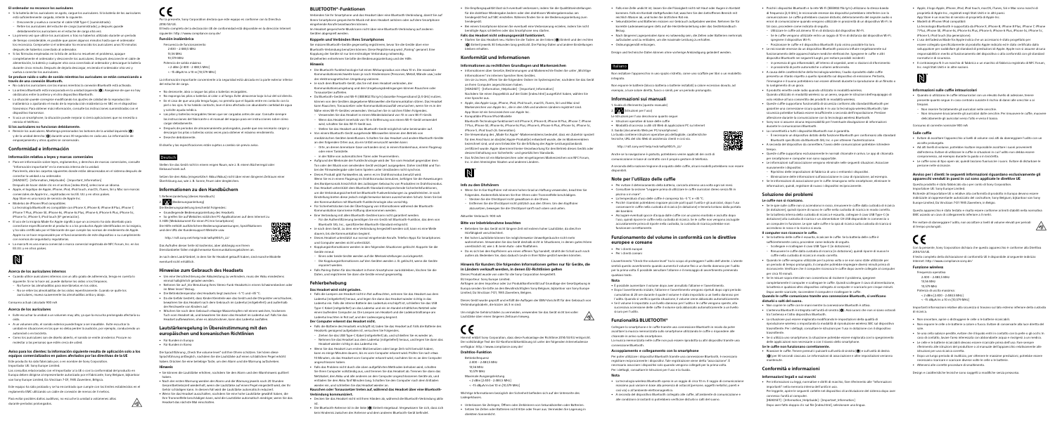**El ordenador no reconoce los auriculares**

- Si la batería de los auriculares se agota, cargue los auriculares. Si la batería de los auriculares está completamente cargada, intente lo siguiente.
  - Desconecte y vuelva a conectar el cable USB Type-C (suministrado).
  - Retire los auriculares del estuche de carga (suministrado) y después guarde debidamente los auriculares en el estuche de carga otra vez.
- Si conecta por primera vez los auriculares o no los ha utilizado durante un período de tiempo considerable, es posible que pasen algunos minutos hasta que el ordenador los reconozca. Compruebe si el ordenador ha reconocido los auriculares unos 10 minutos después de haberlos conectado al ordenador.
- Si la fórmula mencionada en la lista de verificación no resuelve el problema, apague completamente el ordenador y desconecte los auriculares. Después desconecte el cable de alimentación, la batería y cualquier otro cable conectado al ordenador y descargue la batería durante aproximadamente 1 minuto. Después vuelva a conectar el ordenador y vuelva a conectar los auriculares.
- Si aún así el problema persiste, puede que el ordenador no sea compatible con los auriculares. Para más información, consulte el sitio web de asistencia.

**Se produce ruido o salto de sonido mientras los auriculares se están comunicando a través de una conexión Bluetooth.**

- No coloque los auriculares cerca de nada que interfiera la conexión Bluetooth entre ellos.
- La antena Bluetooth está incorporada en la unidad izquierda (Ⓛ). Asegúrese de que no hay obstáculos entre la antena y el otro dispositivo Bluetooth.
- La situación puede cambiar modificando los ajustes de calidad de la reproducción inalámbrica o ajustando el modo de la reproducción inalámbrica en SBC en el dispositivo transmisor. Para obtener más información, consulte las instrucciones suministradas con el dispositivo transmisor.
- Si usa un smartphone, la situación puede mejorar si cierra aplicaciones que no necesita o reinicia el teléfono.

**Si los auriculares no funcionan debidamente**

- Reinicie los auriculares. Mantenga presionados los botones de la unidad izquierda (Ⓛ) y de la unidad derecha (Ⓡ) durante unos 30 segundos en cada uno. La información de emparejamiento y otros ajustes se conservarán.

## Conformidad e información

### Información relativa a leyes y marcas comerciales

- Para ver información sobre leyes, reglamentos y derechos de marcas comerciales, consulte "Información importante" en la memoria interna de la unidad.
  Para verla, siga los siguientes pasos. Los archivos en la memoria interna deben conservarse.
  Para más información, consulte el siguiente sitio web de asistencia en el sistema después de conectar la unidad a su ordenador.
  [HEADSET] - [Information_Help Guide] - [Important_Information]
  Haga doble clic en el archivo [index.html] y seleccione un idioma.
- Apple, el logotipo de Apple, iPhone, iPad, iPod touch, macOS, iTunes, Siri y Mac son marcas comerciales de Apple Inc., registradas en los EE. UU. y en otros países.
  App Store es una marca de servicios de Apple Inc.
  Modelos de iPhone/iPod compatibles
  La tecnología Bluetooth es compatible con iPhone X, iPhone 8, iPhone 8 Plus, iPhone 7, iPhone 7 Plus, iPhone SE, iPhone 6s, iPhone 6s Plus, iPhone 6, iPhone 6 Plus, iPhone 5s, iPhone 5c, iPhone 5, iPod touch (6ª generación).
- El uso de la insignia Made for Apple significa que un accesorio ha sido diseñado para conectarse específicamente al/los producto/s de Apple identificado/s en la insignia, y ha sido certificado por el fabricante de que cumple las normas de rendimiento de Apple. Apple no se hace responsable por el funcionamiento de este dispositivo o su cumplimiento con normas de seguridad y regulatorias.
- La marca N es una marca comercial o marca comercial registrada de NFC Forum, Inc. en los EE. UU. y en otros países.

### Acerca de los auriculares internos

- Cuando utilice auriculares internos con un alto grado de adherencia, tenga en cuenta lo siguiente. Si no lo hace así, puede dañarse los oídos o los tímpanos.
  - No fuerce las almohadillas para insertarlas en los oídos.
  - No se retire las almohadillas de los oídos repentinamente. Cuando se quite los auriculares, mueva suavemente las almohadillas arriba y abajo.

Consumo actual: Cuando 900 mA

### Acerca de los auriculares

- Evite escuchar la unidad a un volumen muy alto, ya que la escucha prolongada afectará su oído.
- A un volumen alto, el sonido externo puede llegar a ser inaudible. Evite escuchar la unidad en situaciones en las que no deba perder la audición, por ejemplo, conduciendo un automóvil o en bicicleta.
- Como los auriculares son de diseño abierto, el sonido se emite al exterior. Procure no molestar a las personas que estén cerca de usted.

**Aviso para los clientes: la información siguiente resulta de aplicación solo a los equipos comercializados en países afectados por las directivas de la UE**

Este producto ha sido fabricado por o en nombre de Sony Corporation.
Importador UE: Sony Europe Limited.
Las consultas relacionadas con el Importador a la UE o con la conformidad del producto en Europa deben dirigirse al representante autorizado por el fabricante, Sony Belgium, bijkantoor van Sony Europe Limited, Da Vincilaan 7-D1, 1935 Zaventem, Bélgica.

Este equipo ha sido probado y se ha verificado que cumple con los límites establecidos en el reglamento EMC utilizando un cable de conexión de menos de 3 metros.

Para evitar posibles daños auditivos, no escuche a unidad a volúmenes altos durante periodos prolongados.

C€

Por la presente, Sony Corporation declara que este equipo es conforme con la Directiva 2014/53/UE.
El texto completo de la declaración UE de conformidad está disponible en la dirección Internet siguiente: http://www.compliance.sony.de/

**Rundas inalámbrica**

Frecuencia de funcionamiento
– 2.400 – 2.480 MHz
15,56 MHz
10,379 MHz

Potencia de salida máxima
– < 2 dBm (2.400 – 2.480 MHz)
– < 15 dBμA/m a 10 m (10,379 MHz)

La información importante concerniente a la seguridad está ubicada en la parte exterior inferior del estuche de carga.

- No desmonte, abra o rompa las pilas o baterías recargables.
- No exponga las pilas o baterías al calor o al fuego. Evite almacenar bajo la luz del sol directa.
- En el caso de que una pila tenga fugas, no permita que el líquido entre en contacto con la piel o los ojos. Si se ha tratado contacto, lave el área afectada con abundante cantidad de agua y solicite ayuda médica.
- Las pilas y baterías recargables tienen que ser cargadas antes de usar. Consulte siempre las instrucciones del fabricante o el manual del equipo para unas instrucciones sobre cómo cargar debidamente.
- Después de periodos de almacenamiento prolongados, puede que sea necesario cargar y descargar las pilas o baterías varias veces para obtener el máximo rendimiento.
- Deséchelas correctamente.

El diseño y las especificaciones están sujetos a cambios sin previo aviso.

### Deutsch

Stellen Sie das Gerät nicht in einem engen Raum, wie z. B. einem Bücherregal oder Einbauschrank, auf.

Setzen Sie den Akku (eingesetzte Akkus/Akkus) nicht über einen längeren Zeitraum einer Überhitzung aus, wie z. B. Sonne, Feuer oder dergleichen.

## Informationen zu den Handbüchern

(1) Referenzanleitung (dieses Handbuch)
(2) N (Bedienungsanleitung)

Die Bedienungsanleitung beschreibt Folgendes.
- Grundlegende Bedienungsanleitung des Headsets.
- So greifen Sie auf Websites zu, auf der PS-Applikationen auf dem Internet zu.
- Hilfe Bedienfunktionen Sie einen PC-Verbindungsdienst.

Die Hilfe finden Sie auf folgender Website Bedienungsanleitungen, Spezifikationen und den URL der Kundensupport-Website usw.

http://rd1.sony.net/help/mdr/wfsp900/h_zz/

Das Aufrufen dieser Seite ist kostenlos, aber abhängig vom Ihrem Dienstanbieter fallen möglicherweise Kommunikationsgebühren an.

Je nach dem Land/Gebiet, in dem Sie Ihr Headset gekauft haben, sind manche Modelle eventuell nicht erhältlich.

## Hinweise zum Gebrauch des Headsets

- Um eine Verschlechterung der Akkuleistung zu verhindern, laden Sie den Akku mindestens einmal halbjährlich geladen werden.
- Nehmen Sie keine Ohrstöpsel des Headsets nicht in einem Schwimmbecken oder im Meer, wenn Sie das Headset als Bluetooth-Headset verwenden.
- Die Betriebstemperatur des Headsets liegt zwischen –5 °C und +45 °C.
- Da die dieses Gerät Kinder Kleinkinder, die Kinder Kleinkinder das Gerät und die Ohrpolster verschlucken, bewahren Sie das Headset nach dem Gebrauch im Ladeetui (mitgeliefert) und außerhalb der Reichweite von Kindern auf.
- Wischen Sie nach dem Gebrauch etwaige Wassertropfen mit einem weichen, trockenen Tuch vom Headset ab, und bewahren Sie dann das Headset im Ladeetui auf. Falls Sie das Headset außerdem nur, einer ordnungsgemäßen Wiedergabe beeinträchtigen.

## Lautstärkeregelung in Übereinstimmung mit den europäischen und koreanischen Richtlinien

- Für Europa
- Für Kunden in Korea

Die Sprachführung „Check the volume level" und Piepton erlöschen, Sie hören diese Sprachführung erfolglich, nachdem Sie die Lautstärke auf einen schädlichen Pegel erhöht haben. Schützen Sie Ihre wertvollen Ohren, um das Hören und die Warnung aufzuheben.

**Hinweis**

- Sie können die Lautstärke erhöhen, nachdem Sie den Akuso und den Warnhinweis quittiert haben.
- Nach der ersten Warnung werden der Alarm und die Warnung jeweils nach 20 Stunden Gesamtbetriebszeit wiederholt, wenn die Lautstärke auf einen Pegel eingestellt wird, der Ihr Gehör schädigen kann. In diesem Fall wird die Lautstärke automatisch reduziert.
- Wenn Sie das Headset ausschalten, nachdem Sie eine hohe Lautstärke gewählt haben, die Ihre Gesundheit beeinträchtigen kann, wird die Lautstärke automatisch reduziert, wenn Sie das Headset das nächste Mal einschalten.

## BLUETOOTH®-Funktionen

Verbinden Sie Ihr Smartphone und das Headset über eine Bluetooth-Verbindung, damit Sie auf Ihrem Smartphone gespeicherte Musik mit dem Headset anhören oder auf dem Smartphone eingehende Anrufe beantworten können.
Im Headset ist eine NFC-Antenne und ein Chip integriert, durch die eine Bluetooth-Verbindung auf anderen Geräten ausgeführt werden.

### Koppeln und Verbinden Ihres Smartphones

Sie müssen Bluetooth-Geräte gegenseitig registrieren, bevor Sie die Geräte über eine Bluetooth-Verbindung benutzen können. Diese Registrierung wird „Pairing" genannt. Eine Kopplung des Geräts mit zur bereits hinzugefügten Kopplungsinformation.
Einzelheiten entnehmen Sie bitte der Bedienungsanleitung und der Hilfe.

**Hinweis**

- Die Bluetooth-Funktechnologie hat einen Wirkungsradius von etwa 10 m. Die maximale Kommunikationsreichweite kann je nach Hindernissen (Personen, Metall, Wände usw.) oder der elektromagnetischen Umgebung variieren.
- In sonst dem Bluetooth-Gerät, das bei mit dem Headset verbunden, die Kommunikationsumgebung und den Umgebungsbedingungen kann der Ausstoßen oder Tonaussetzer auftreten.
- Bluetooth-Geräte und WLAN (IEEE802.11b/g/n) verwenden Frequenzen (2,4 GHz) neben, können sie den Geräten angebrachten Mikrowellen die Kommunikation stören. Das Headset kann Rauschen, Tonaussetzer oder Kommunikationsstörungen die verursachen, wenn es in der Nähe eines Wi-Fi-Geräts verwendet. Versuchen Sie in solchen Fällen Folgendes.
  - Verwenden Sie das Headset in einem Mindestabstand von 10 m vom Wi-Fi-Gerät.
  - Wenn das Headset innerhalb von 10 m Entfernung von einem Wi-Fi-Gerät verwendet wird, schalten Sie das Wi-Fi-Gerät aus.
  - Stellen Sie das Headset und das Bluetooth-Gerät möglichst nahe beieinander auf.
- Von einem Bluetooth-Gerät ausgehende Mikrowellen können den Betrieb von medizinischen Geräten beeinflussen. Schalten Sie das Headset und andere Bluetooth-Geräte an den folgenden Orten aus, da es sonst zu Unfällen kommen kann:
  - Orte, an denen leicht Gase vorhanden sind, in einem Krankenhaus, einem Flugzeug oder einer Tankstelle.
  - In der Nähe von automatischen Türen oder Feuermeldern.
- Aufgrund der Merkmale der Funktechnologie wird der Ton vom Headset gegenüber dem Ton oder der Musik vom sendenden Gerät verzögert ausgegeben. Daher sind Bild und Ton bei der Filmwiedergabe oder beim Spielen unter Umständen nicht synchron.
- Dieses Produkt gibt Funkwellen ab, wenn es im Drahtlosmodus benutzt wird.
- Wenn Sie es in einem Flugzeug im Drahtlosmodus benutzen, befolgen Sie die Anweisungen des Bordpersonals bezüglich des zulässigen Gebrauchs von Produkten im Drahtlosmodus.
- Das Headset unterstützt dem Bluetooth-Standard entsprechende Sicherheitsfunktionen, um die Verbindungssicherheit bei Bluetooth-Funktechnologie zu gewährleisten. Je nach Einstellung können diese jedoch möglicherweise keinen ausreichenden Schutz. Seien Sie bei der Kommunikation mit Bluetooth-Funktechnologie also vorsichtig.
- Für Datenlecks, die bei der Übertragung von Informationen während der Bluetooth-Kommunikation entstehen, wird keine Haftung übernommen werden.
- Eine Verbindung mit allen Bluetooth-Geräten kann nicht garantiert werden.
  - Ein Gerät mit Bluetooth-Funktion muss der Bluetooth-Konformität entsprechen, die von der Bluetooth SIG, Inc., spezifizierten Bluetooth-Standard entspricht.
- Je nach dem Gerät, zu dem eine Verbindung hergestellt werden soll, kann es eine Weile dauern, bis die Kommunikation beginnt.
- Dieses Headset unterstützt nur normal eingehende Anrufe. Telefon-Apps für Smartphones und Computer werden nicht unterstützt.
- Kopplungsinformationen werden in den folgenden Situationen gelöscht. Koppeln Sie die Geräte erneut.
  - Wenn oder beide Geräte auf die Werkseinstellungen zurückgesetzt.
  - Die Kopplungsinformationen auf dem Gerät, zum Beispiel, wenn das Gerät repariert wird.
- Falls Pairing-Daten für das Headset in Ihrem Smartphone zurückbleiben, löschen Sie die Daten, und registrieren Sie dann die Geräte erneut gemeinsam.

## Fehlerbehebung

**Das Headset wird nicht geladen.**

- Falls der Lampen am Headset nicht im Pult aufleuchtet, nehmen Sie das Headset aus dem Ladeetui (mitgeliefert) heraus, und legen Sie dann das Headset wieder richtig in das Ladeetui ein. Falls die Lampe während der Ladeetui erleuchtet ist, schließen Sie das USB Type-C-Kabel (mitgeliefert) an das Ladeetui und an ein Handel-erhältliches Netzteil oder einen laufenden Computer an. Ein Lampen am Headset und der Ladeetui leuchtet.
- Ladeetuileuchte im Rot auf, und der Ladevorgang beginnt.

**Der Computer erkennt das Headset nicht.**

- Falls die Batterie des Headsets erschöpft ist, laden Sie das Headset auf. Falls die Batterie des Headsets geladen aufgeladen ist, versuchen Sie Folgendes.
  - Ziehen Sie das USB Type-C-Kabel (mitgeliefert) ab, und schließen Sie es wieder an.
  - Nehmen Sie das Headset aus dem Ladeetui (mitgeliefert) heraus, und legen Sie dann das Headset wieder richtig in das Ladeetui ein.
- Wenn Sie das Headset zum ersten Mal benutzen oder lange Zeit nicht benutzt haben, kann es einige Minuten dauern, bis es vom Computer erkannt wird. Prüfen Sie nach etwa 10 Minuten, ob das Headset vom Computer erkannt wird, nachdem Sie es an den Computer angeschlossen haben.
- Falls das Problem nicht durch die oben aufgeführten Methoden behoben wird, schalten Sie Ihren Computer vollständig aus, und trennen Sie das Headset ab. Trennen Sie dann das Netzkabel, den Akku und alle anderen an den Computer angeschlossenen Geräte ab, und entladen Sie den Akku fünf Minuten lang. Schalten Sie den Computer nach dem Neustart wieder ein, und schließen Sie das Headset wieder an.

**Rauschen oder Tonaussetzer treten auf, während das Headset über eine Bluetooth-Verbindung kommuniziert.**

- Decken Sie das Headset nicht mit Ihren Händen ab, während die Bluetooth-Verbindung aktiv ist.
- Die Bluetooth-Antenne ist in der linken (Ⓛ) Einheit eingebaut. Vergewissern Sie sich, dass sich kein Hindernis zwischen der Antenne und dem anderen Bluetooth-Gerät befindet.
- Die Empfangsqualität lässt sich eventuell verbessern, indem Sie die Qualitätseinstellungen für die drahtlose Wiedergabe ändern oder den drahtlosen Wiedergabemodus am Sendegerät fest auf SBC einstellen. Näheres finden Sie in der Bedienungsanleitung zum Sendegerät.
- Bei einem Smartphone können Sie eventuell eine Verbesserung erzielen, indem Sie nicht benötigte Apps schließen oder das Smartphone neu starten.

**Falls das Headset nicht ordnungsgemäß funktioniert.**

- Starten Sie das Headset neu. Halten Sie die Tasten an der linken (Ⓛ) Einheit und der rechten (Ⓡ) Einheit jeweils 30 Sekunden lang gedrückt. Die Pairing-Daten und andere Einstellungen bleiben erhalten.

## Konformität und Informationen

### Informationen zu rechtlichen Grundlagen und Markenzeichen

- Informationen über Gesetze, Bestimmungen und Markenrechte finden Sie unter „Wichtige Informationen" in im internen Speicher des Geräts.
  Um sie zu lesen, öffnen Sie die folgenden Ordner im Systemspeicher, nachdem Sie das Gerät an Ihren Computer angeschlossen haben.
  [HEADSET] - [Information_Help Guide] - [Important_Information]
  Nach dem Sie den Doppelklick auf die Datei [index.html] ausgeführt haben, wählen Sie eine Sprache aus.
- Apple, das Apple-Logo, iPhone, iPad, iPod touch, macOS, iTunes, Siri und Mac sind Markenzeichen von Apple Inc., die in den USA und anderen Ländern registriert sind.
  App Store ist eine Servicemarke von Apple Inc.
  Kompatible iPhone/iPod-Modelle
  Bluetooth-Technologie funktioniert mit iPhone X, iPhone 8, iPhone 8 Plus, iPhone 7, iPhone 7 Plus, iPhone SE, iPhone 6s, iPhone 6s Plus, iPhone 6, iPhone 6 Plus, iPhone 5s, iPhone 5c, iPhone 5, iPod touch (6. Generation).
- Die Verwendung des „Made for Apple"-Markenzeichens bedeutet, dass ein Zubehör speziell für den Anschluss an das/die Apple-Produkt(e) entwickelt wurde, die im Markenzeichen bezeichnet sind, und vom Entwickler für die Erfüllung der Apple-Leistungsstandards zertifiziert wurde. Apple übernimmt keine Verantwortung für den Betrieb dieses Geräts oder dessen Einhaltung von Sicherheits- und gesetzlichen Standards.
- Das N-Zeichen ist ein Markenzeichen oder eingetragenes Markenzeichen von NFC Forum, Inc. in den Vereinigten Staaten und anderen Ländern.

N

### Info zu den Ohrhörern

- Wenn Sie In-Ear-Kopfhörer mit einem hohen Grad an Haftung verwenden, beachten Sie Folgendes. Andernfalls könnte Ihr Ohr oder Ihre Trommelfell Verletzungen erleiden.
  - Stecken Sie die Ohrstöpsel nicht gewaltsam in die Ohren.
  - Entfernen Sie die Ohrstöpsel nicht plötzlich aus den Ohren. Um den Kopfhörer abzusetzen, bewegen Sie die Ohrstöpsel sanft nach oben und unten.

Aktuelle Verbrauch: 900 mA

### Bitte vor Inbetriebnahme beachten

- Betreiben Sie das Gerät nicht lange Zeit mit extrem hoher Lautstärke, da dies Ihr Hörvermögen beeinträchtigen kann.
- Bei hoher Lautstärke können Sie möglicherweise Umweltgeräusche nicht mehr wahrnehmen. Verwenden Sie das Gerät nicht in Situationen, in denen gutes Hören unerlässlich ist, wie z. B. beim Auto- oder Radfahren.
- Da es sich bei den Kopfhörern um einen offenen Typ handelt, dringt der Schall nach außen ab. Achten Sie darauf, andere Leute in Ihrer Nähe nicht zu stören.

**Hinweis für Kunden: Die folgenden Informationen gelten nur für Geräte, die in Ländern verkauft werden, in denen EU-Richtlinien gelten**

Dieses Produkt wurde von oder für die Sony Corporation hergestellt.
EU Importeur: Sony Europe Limited.
Anfragen an den Importeur oder zur Produktkonformität auf Grundlage der Gesetzgebung in Europa senden Sie bitte an den Bevollmächtigten Sony Belgium, bijkantoor van Sony Europe Limited, Da Vincilaan 7-D1, 1935 Zaventem, Belgien.

Dieses Gerät wurde geprüft und erfüllt die Auflagen der EMV-Vorschrift für den Gebrauch von Verbindungskabeln, die kürzer als 3 m sind.

Um mögliche Gehörschäden zu vermeiden, verwenden Sie das Gerät nicht bei oder Lautstärke über einen längeren Zeitraum hinweg.

C€

Hiermit erklärt Sony Corporation, dass diese Funkanlage der Richtlinie 2014/53/EU entspricht. Der vollständige Text der EU-Konformitätserklärung ist unter der folgenden Internetadresse verfügbar: http://www.compliance.sony.de/

**Drahtlos-Funktionen**

Betriebsfrequenz
– 2.400 – 2.480 MHz
13,56 MHz
10,379 MHz

Maximale Ausgangsleistung
– < 2 dBm (2.400 – 2.480 MHz)
– < 15 dBμA/m bei 10 m (10,379 MHz)

Wichtige Informationen bezüglich der Sicherheit befinden sich auf der Unterseite des Ladeetuis.

- Unterlassen Sie Zerlegen, Öffnen oder Zerkleinern von Sekundärzellen oder Batterien.
- Setzen Sie Zellen oder Batterien nicht Hitze oder Feuer aus. Vermeiden Sie Lagerung in direktem Sonnenlicht.
- Falls eine Zelle undicht ist, lassen Sie die Flüssigkeit nicht mit Haut oder Augen in Kontakt kommen. Falls ein Kontakt stattgefunden hat, waschen Sie den betroffenen Bereich mit reichlich Wasser ab, und holen Sie ärztlichen Rat ein.
- Sekundärzellen und Batterien müssen vor Gebrauch aufgeladen werden. Nehmen Sie stets die Anleitung des Herstellers oder die Gerätebedienungsanleitung über den Gerätehandbuch für korrekte Ladeanweisungen zur Hand.
- Nach längeren Lagerperioden kann es notwendig sein, die Zellen oder Batterien mehrmals aufzuladen und zu entladen, um die maximale Leistung zu erhalten.
- Ordnungsgemäß entsorgen.

Design und technische Daten können ohne vorherige Ankündigung geändert werden.

### Italiano

Non installare l'apparecchio in uno spazio ristretto, come una scaffale per libri o un mobiletto incassato.

Non esporre le batterie (blocco batteria o batterie installati) a calore eccessivo dovuto, ad esempio, a luce solare diretta, fuoco o simili, per un periodo prolungato.

## Informazioni sui manuali

1 Guida di riferimento (questo manuale)
2 N (Istruzioni per l'uso)

Le istruzioni per l'uso descrivono quanto segue.
- Istruzioni operative di base delle cuffie.
- Modalità di accesso a siti Web di applicazioni PC su Internet.
- Guida (documento Web per PC/smartphone)
La Guida contiene istruzioni operative più dettagliate, caratteristiche tecniche, URL del sito Web di assistenza clienti e così via.

http://rd1.sony.net/help/mdr/wfsp900/h_zz/

Anche se la navigazione è gratuita, potrebbero venire applicati dei costi di comunicazione in base al contratto con il proprio gestore di telefonia.

A seconda della nazione/regione di acquisto delle cuffie, alcuni modelli potrebbero non essere disponibili.

## Note per l'utilizzo delle cuffie

- Per evitare il deterioramento della batteria, caricarla almeno una volta ogni sei mesi.
- Consultare la sezione "Leggere prima di utilizzare le cuffie esercizi durante senza fili in piscina o in mare".
- La temperatura d'uso delle cuffie è compresa tra –5 °C e +45 °C.
- Poiché bambini potrebbero ingerire piccole parti quali le cuffie o gli auricolari, dopo l'uso conservare le cuffie nella custodia di ricarica (in dotazione) e tenerla lontano dalla portata dei bambini.
- Accuratezza dopo il uso di gocce d'acqua dalle cuffie con un panno morbido e asciutto dopo l'uso, quindi riporre le cuffie nella custodia di ricarica. Se le cuffie non vengono asciugate accuratamente prima di riporle nella custodia di ricarica, la custodia di ricarica potrebbe non funzionare correttamente.

## Funzionamento del volume in conformità con le direttive europee e coreane

- Per i clienti europei
- Per i clienti coreani

L'avvertimento "Check the volume level" hai lo scopo di proteggere l'udito dell'utente. L'utente sentirà questo avvertimento quando aumenta il volume fino a un livello dannoso per l'udito per la prima volta. È possibile annullare l'allarme e il messaggio di avvertimento premendo qualsiasi tasto.

**Nota**

- È possibile aumentare il volume dopo aver annullato l'allarme e l'avvertimento.
- Dopo l'avvertimento iniziale, l'allarme e l'avvertimento vengono ripetuti dopo ogni periodo cumulativo di 20 ore durante il quale il volume è stato impostato a un livello dannoso per l'udito. Quando si verifica questa situazione, il volume viene abbassato automaticamente.
- Se si spegne il dispositivo a un livello dannoso per l'udito e le cuffie vengono spente, alla successiva accensione delle cuffie il volume sarà abbassato automaticamente a un livello sicuro per l'udito.

## Funzionalità BLUETOOTH®

Collegare lo smartphone e le cuffie tramite una connessione Bluetooth in modo da poter ascoltare la musica memorizzata sullo smartphone utilizzando le cuffie o rispondere alle chiamate in arrivo sullo smartphone.
La musica memorizzata sulle cuffie può essere riprodotta su altri dispositivi tramite una connessione Bluetooth.

### Accoppiamento e collegamento con lo smartphone

Per poter utilizzare i dispositivi Bluetooth tramite una connessione Bluetooth, è necessario registrarli reciprocamente in dispositivi. Tale registrazione viene detta "associazione". È necessario associare i dispositivi solo quando vengono collegati per la prima volta.
Per i dettagli, consultare le Istruzioni per l'uso e la Guida.

**Nota**

- La tecnologia wireless Bluetooth opera in un raggio di circa 10 m. Il raggio di comunicazione massimo può variare in base alla presenza di ostacoli (persone, oggetti metallici, pareti e così via) o alle interferenze elettromagnetiche.
- A seconda del dispositivo Bluetooth collegato alle cuffie, all'ambiente di comunicazione e alle condizioni circostanti si potrebbero verificare disturbi o salti del suono.
- Poiché i dispositivi Bluetooth e la rete Wi-Fi (IEEE802.11b/g/n) utilizzano la stessa banda di frequenza (2,4 GHz), le microonde emesse dai dispositivi potrebbero interferire con la ricezione. Il suono delle cuffie potrebbe essere disturbato, deteriorato o interrotto quando si trova in una posizione vicina a un dispositivo Wi-Fi. In tal caso, procedere come indicato di seguito.
  - Utilizzare le cuffie ad almeno 10 m di distanza dal dispositivo Wi-Fi.
  - Se si utilizzano le cuffie entro un raggio di 10 m di distanza dal dispositivo Wi-Fi, spegnere il dispositivo Wi-Fi.
  - Posizionare le cuffie e il dispositivo Bluetooth il più vicino possibile fra loro.
- Le microonde emesse da un dispositivo Bluetooth possono influire negativamente sul funzionamento delle apparecchiature mediche elettroniche. Spegnere le cuffie e altri dispositivi Bluetooth nei seguenti luoghi, per evitare possibili incidenti:
  - in presenza di gas infiammabili, all'interno di ospedali, treni o stazioni di rifornimento
  - in prossimità di porte automatiche o allarmi antincendio.
- A causa delle caratteristiche della tecnologia wireless, l'audio riprodotto dalle cuffie potrebbe essere ritardato rispetto a quello riprodotto sul dispositivo di emissione. Pertanto, l'immagine e il suono potrebbero non essere allineati durante la riproduzione di un filmato o lo svolgimento di un gioco.
- Il prodotto emette onde radio quando utilizzato in modalità wireless.
  Quando utilizzato in modalità wireless su un aereo, seguire le istruzioni dell'equipaggio di volo relative all'uso consentito dei prodotti in modalità wireless.
- Queste cuffie supportano funzionalità di sicurezza conformi allo standard Bluetooth per garantire una connessione sicura quando si usa la tecnologia wireless Bluetooth; tale sicurezza potrebbe tuttavia essere insufficiente a seconda dell'impostazione. Prestare attenzione quando si comunica tramite la tecnologia wireless Bluetooth.
- Sony non si assume alcuna responsabilità per l'eventuale divulgazione di informazioni durante le comunicazioni Bluetooth.
- La connettività a tutti i dispositivi Bluetooth non è garantita.
  - Per essere un dispositivo dotato della funzione Bluetooth per conformarsi allo standard Bluetooth specificato da Bluetooth SIG, Inc. e per ottenere l'autenticazione.
- A seconda del dispositivo da connettere, l'avvio della comunicazione potrebbe richiedere tempo.
- Queste cuffie supportano esclusivamente le normali chiamate in arrivo. Le app di chiamata per smartphone e computer non sono supportate.
- Le informazioni sull'associazione vengono eliminate nelle seguenti situazioni. Associare nuovamente i dispositivi.
  - Ripristino delle impostazioni di fabbrica di uno o entrambi i dispositivi.
  - Eliminazione delle informazioni sull'associazione in caso di riparazione, ad esempio.
- Se le informazioni di associazione per le cuffie rimangono nello smartphone, eliminarle e successivamente ripetere la registrazione con il dispositivo.

## Soluzione dei problemi

**Le cuffie non si ricaricano.**

- Se la spia delle cuffie non si accendono in rosso, rimuovere le cuffie dalla custodia di ricarica (in dotazione), quindi riporle di nuovo le cuffie nella custodia di ricarica in modo corretto. Se la batteria interna della custodia di ricarica è esaurita, collegare il cavo USB Type-C (in dotazione) alla custodia di ricarica e un alimentatore CA USB disponibile in commercio o un computer in funzione. Le spie sulle cuffie e la spia sulla custodia di ricarica si accendono in rosso e la ricarica inizia.

**Il computer non riconosce le cuffie.**

- Se la batteria delle cuffie è esaurita, ricaricare le cuffie. Se la batteria delle cuffie è sufficientemente carica, procedere come indicato di seguito.
  - Scollegare e ricollegare il cavo USB Type-C (in dotazione).
  - Rimuovere le cuffie dalla custodia di ricarica (in dotazione), quindi riporre di nuovo le cuffie nella custodia di ricarica in modo corretto.
- Quando le cuffie vengono utilizzate per la prima volta o se non sono state utilizzate per un periodo di tempo prolungato, potrebbero occorrere alcuni minuti prima che il computer le riconosca. Verificare che il computer riconosca le cuffie dopo averle collegate al computer per circa 10 minuti.
- Se le misure sopra elencate non consentono di risolvere il problema, spegnere completamente il computer e scollegare le cuffie. Quindi scollegare il cavo di alimentazione, la batteria e qualsiasi altro dispositivo collegato al computer e scaricarlo per cinque minuti. Dopo averlo riavviato, ricollegare il computer e riaccendere le cuffie.

**Quando le cuffie comunicano tramite una connessione Bluetooth, si verificano disturbi o salti del suono.**

- Non coprire le cuffie con le mani mentre la connessione Bluetooth è attiva.
- L'antenna Bluetooth è integrata nell'unità di sinistra (Ⓛ). Assicurarsi che non vi siano ostacoli tra l'antenna e l'altro dispositivo Bluetooth.
- La situazione può essere migliorata modificando le impostazioni della qualità di riproduzione wireless o impostando la modalità di riproduzione wireless su SBC sul dispositivo trasmettitore. Per i dettagli, consultare le istruzioni per l'uso in dotazione con il dispositivo trasmettitore.
- Se si utilizza uno smartphone, la situazione potrebbe essere migliorata con la chiusura delle applicazioni non necessarie o il riavvio dello smartphone.

**Se le cuffie non funzionano correttamente.**

- Riavviare le cuffie. Tenere premuti i pulsanti sull'unità di sinistra (Ⓛ) e sull'unità di destra (Ⓡ) per 30 secondi ciascuno. Le informazioni di associazione e altre impostazioni verranno mantenute.

## Conformità e informazioni

### Informazioni legali e sui marchi

- Per informazioni su leggi, normative e diritti di marchio, fare riferimento alle "Informazioni importanti" nella memoria interna dell'unità in uso.
  Per leggerle, aprire le seguenti cartelle nel dispositivo di archiviazione del sistema dopo aver connesso l'unità al computer.
  [HEADSET] - [Information_Help Guide] - [Important_Information]
  Dopo aver fatto doppio clic sul file [index.html], selezionare una lingua.
- Apple, il logo Apple, iPhone, iPad, iPod touch, macOS, iTunes, Siri e Mac sono marchi di proprietà di Apple Inc., registrati negli Stati Uniti e in altri paesi.
  App Store è un marchio di servizio di proprietà di Apple Inc.
  Modelli di iPhone/iPod compatibili
  La tecnologia Bluetooth è supportata da iPhone X, iPhone 8, iPhone 8 Plus, iPhone 7, iPhone 7 Plus, iPhone SE, iPhone 6s, iPhone 6s Plus, iPhone 6, iPhone 6 Plus, iPhone 5s, iPhone 5c, iPhone 5, iPod touch (6a generazione).
- L'uso del simbolo Made for Apple indica che un accessorio è stato progettato per essere collegato specificamente ai prodotti Apple indicati ed è stato certificato dallo sviluppatore per soddisfare gli standard di prestazioni di Apple. Apple non si assume alcuna responsabilità in merito al funzionamento di questo dispositivo o alla sua conformità con gli standard normativi e di sicurezza.
- Il contrassegno N è un marchio di fabbrica o un marchio di fabbrica registrato di NFC Forum, Inc. negli Stati Uniti e in altri paesi.

N

### Informazioni sulle cuffie intrauricolari

- Quando si utilizzano le cuffie intrauricolari con un elevato livello di adesione, tenere presente quanto segue. In caso contrario si potrebbero subire danni alle orecchie o ai timpani.
  - Non forzare l'inserimento degli auricolari nelle orecchie.
  - Non rimuovere improvvisamente gli auricolari dalle orecchie. Per rimuovere le cuffie, muovere delicatamente gli auricolari verso l'alto e verso il basso.

Consumo di corrente nominale 900 mA

### Sulle cuffie

- Evitare di ascoltare l'apparecchio a livelli di volume così alti da danneggiare l'udito in seguito ad un ascolto prolungato.
- Ad alti livelli di volume potrebbe risultare impossibile ascoltare i suoni provenienti dall'esterno. Evitare di utilizzare le cuffie in situazioni in cui l'udito non debba essere compromesso, ad esempio durante la guida di un'auto o di una bicicletta.
- Le cuffie sono di tipo aperto ed i suoni fuoriescono all'esterno. Evitare di disturbare le persone nelle vicinanze.

**Avviso per i clienti: le seguenti informazioni riguardano esclusivamente gli apparecchi venduti in paesi in cui sono applicate le direttive UE**

Questo prodotto è stato realizzato da o per conto di Sony Corporation.
Importatore UE: Sony Europe Limited.
Eventuali richieste all'importatore UE in relazione alla conformità del prodotto in Europa devono essere indirizzate al rappresentante autorizzato del fabbricante, Sony Belgium, bijkantoor van Sony Europe Limited, Da Vincilaan 7-D1, 1935 Zaventem, Belgio.

Questo apparecchio è stato testato e risulta essere conforme ai limiti stabiliti nella normativa EMC usando un cavo di collegamento inferiore a 3 metri.

Per evitare di danneggiare l'udito, non ascoltare a livelli di volume elevati per lunghi periodi di tempo prolungati.

C€

Con la presente, Sony Corporation dichiara che questo apparecchio è conforme alla Direttiva 2014/53/UE.
Il testo completo della dichiarazione di conformità UE è disponibile al seguente indirizzo Internet: http://www.compliance.sony.de/

**Funzione wireless**

Frequenza operativa
– 2.400 – 2.480 MHz
13,56 MHz
10,379 MHz

Potenza di uscita massima
– < 2 dBm (2.400 – 2.480 MHz)
– < 15 dBμA/m a 10 m (10,379 MHz)

Importanti informazioni relative alla sicurezza si trovano sul lato esterno inferiore della custodia di ricarica.

- Non smontare, aprire o distruggere le celle o le batterie secondarie.
- Non esporre le celle o le batterie a calore o fuoco. Evitare di conservarle alla luce diretta del sole.
- Se una cella subisce perdite, evitare che il liquido entri in contatto con la pelle o gli occhi. In caso di contatto, lavare l'area interessata con abbondante acqua e rivolgersi a un medico.
- Le celle e le batterie secondarie devono essere caricate prima dell'uso. Fare sempre riferimento alle istruzioni del produttore o al manuale dell'apparecchio relativamente alle istruzioni per una ricarica corretta.
- Dopo un lungo periodo di inattività, per ottenere le massime prestazioni, potrebbe essere necessario caricare e scaricare diverse volte le celle o le batterie.
- Attenersi alle corrette procedure di smaltimento.

Design e caratteristiche tecniche sono soggetti a modifiche senza preavviso.